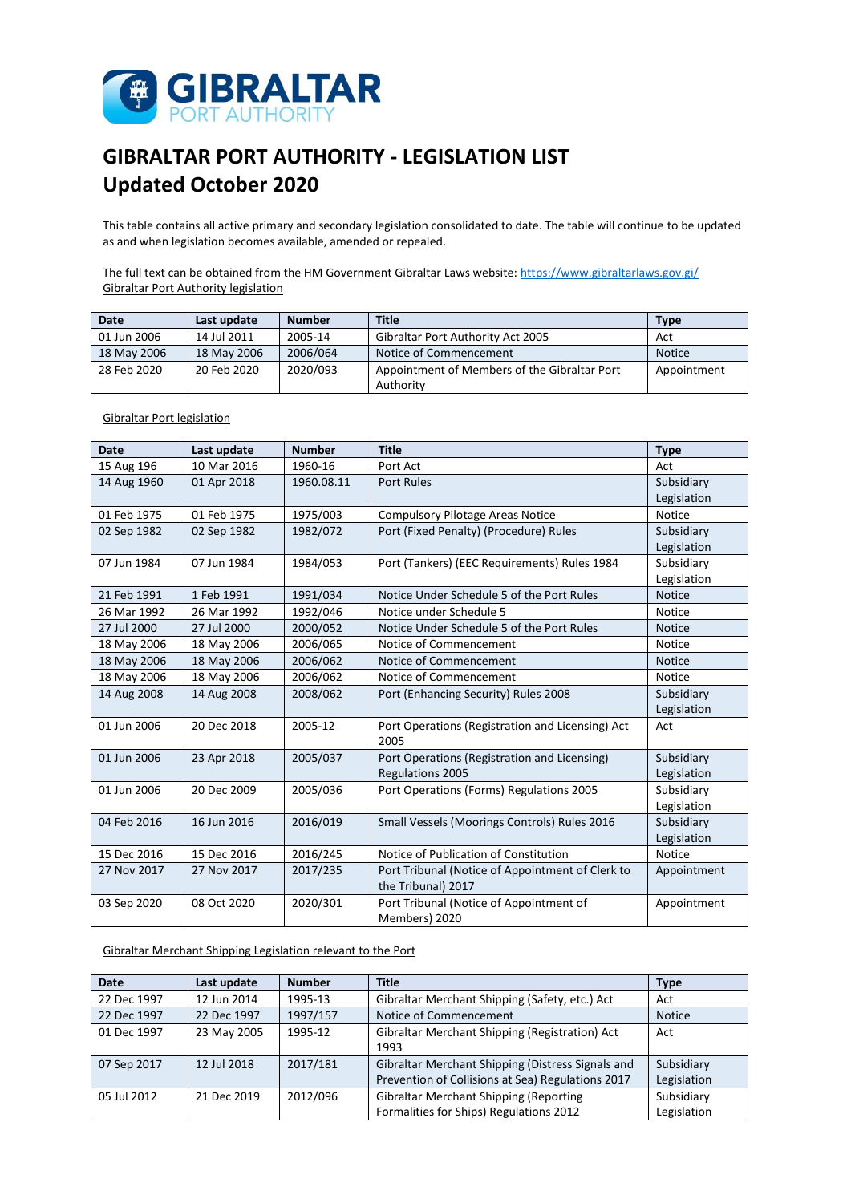# GIBRALTAR PORT AUTHORITY - LEGISLATION LIST
## Updated October 2020

This table contains all active primary and secondary legislation consolidated to date. The table will continue to be updated as and when legislation becomes available, amended or repealed.

The full text can be obtained from the HM Government Gibraltar Laws website: https://www.gibraltarlaws.gov.gi/

Gibraltar Port Authority legislation

| Date | Last update | Number | Title | Type |
|---|---|---|---|---|
| 01 Jun 2006 | 14 Jul 2011 | 2005-14 | Gibraltar Port Authority Act 2005 | Act |
| 18 May 2006 | 18 May 2006 | 2006/064 | Notice of Commencement | Notice |
| 28 Feb 2020 | 20 Feb 2020 | 2020/093 | Appointment of Members of the Gibraltar Port Authority | Appointment |

Gibraltar Port legislation

| Date | Last update | Number | Title | Type |
|---|---|---|---|---|
| 15 Aug 196 | 10 Mar 2016 | 1960-16 | Port Act | Act |
| 14 Aug 1960 | 01 Apr 2018 | 1960.08.11 | Port Rules | Subsidiary Legislation |
| 01 Feb 1975 | 01 Feb 1975 | 1975/003 | Compulsory Pilotage Areas Notice | Notice |
| 02 Sep 1982 | 02 Sep 1982 | 1982/072 | Port (Fixed Penalty) (Procedure) Rules | Subsidiary Legislation |
| 07 Jun 1984 | 07 Jun 1984 | 1984/053 | Port (Tankers) (EEC Requirements) Rules 1984 | Subsidiary Legislation |
| 21 Feb 1991 | 1 Feb 1991 | 1991/034 | Notice Under Schedule 5 of the Port Rules | Notice |
| 26 Mar 1992 | 26 Mar 1992 | 1992/046 | Notice under Schedule 5 | Notice |
| 27 Jul 2000 | 27 Jul 2000 | 2000/052 | Notice Under Schedule 5 of the Port Rules | Notice |
| 18 May 2006 | 18 May 2006 | 2006/065 | Notice of Commencement | Notice |
| 18 May 2006 | 18 May 2006 | 2006/062 | Notice of Commencement | Notice |
| 18 May 2006 | 18 May 2006 | 2006/062 | Notice of Commencement | Notice |
| 14 Aug 2008 | 14 Aug 2008 | 2008/062 | Port (Enhancing Security) Rules 2008 | Subsidiary Legislation |
| 01 Jun 2006 | 20 Dec 2018 | 2005-12 | Port Operations (Registration and Licensing) Act 2005 | Act |
| 01 Jun 2006 | 23 Apr 2018 | 2005/037 | Port Operations (Registration and Licensing) Regulations 2005 | Subsidiary Legislation |
| 01 Jun 2006 | 20 Dec 2009 | 2005/036 | Port Operations (Forms) Regulations 2005 | Subsidiary Legislation |
| 04 Feb 2016 | 16 Jun 2016 | 2016/019 | Small Vessels (Moorings Controls) Rules 2016 | Subsidiary Legislation |
| 15 Dec 2016 | 15 Dec 2016 | 2016/245 | Notice of Publication of Constitution | Notice |
| 27 Nov 2017 | 27 Nov 2017 | 2017/235 | Port Tribunal (Notice of Appointment of Clerk to the Tribunal) 2017 | Appointment |
| 03 Sep 2020 | 08 Oct 2020 | 2020/301 | Port Tribunal (Notice of Appointment of Members) 2020 | Appointment |

Gibraltar Merchant Shipping Legislation relevant to the Port

| Date | Last update | Number | Title | Type |
|---|---|---|---|---|
| 22 Dec 1997 | 12 Jun 2014 | 1995-13 | Gibraltar Merchant Shipping (Safety, etc.) Act | Act |
| 22 Dec 1997 | 22 Dec 1997 | 1997/157 | Notice of Commencement | Notice |
| 01 Dec 1997 | 23 May 2005 | 1995-12 | Gibraltar Merchant Shipping (Registration) Act 1993 | Act |
| 07 Sep 2017 | 12 Jul 2018 | 2017/181 | Gibraltar Merchant Shipping (Distress Signals and Prevention of Collisions at Sea) Regulations 2017 | Subsidiary Legislation |
| 05 Jul 2012 | 21 Dec 2019 | 2012/096 | Gibraltar Merchant Shipping (Reporting Formalities for Ships) Regulations 2012 | Subsidiary Legislation |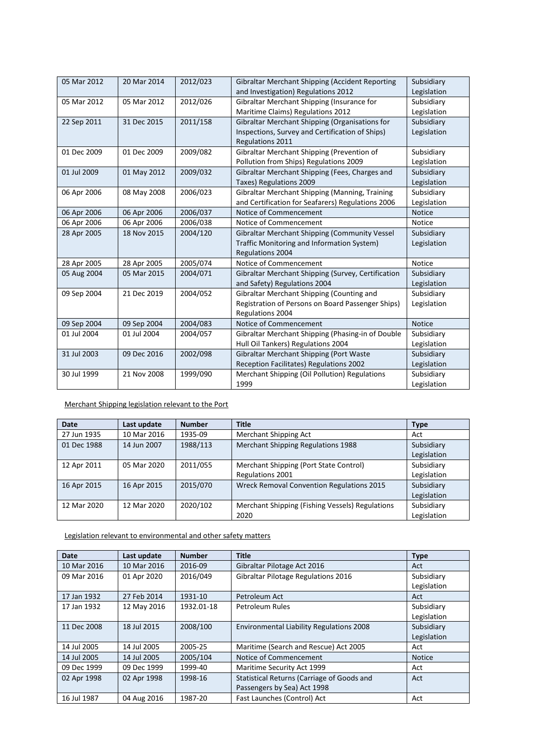| 05 Mar 2012 | 20 Mar 2014 | 2012/023 | Gibraltar Merchant Shipping (Accident Reporting and Investigation) Regulations 2012 | Subsidiary Legislation |
|---|---|---|---|---|
| 05 Mar 2012 | 05 Mar 2012 | 2012/026 | Gibraltar Merchant Shipping (Insurance for Maritime Claims) Regulations 2012 | Subsidiary Legislation |
| 22 Sep 2011 | 31 Dec 2015 | 2011/158 | Gibraltar Merchant Shipping (Organisations for Inspections, Survey and Certification of Ships) Regulations 2011 | Subsidiary Legislation |
| 01 Dec 2009 | 01 Dec 2009 | 2009/082 | Gibraltar Merchant Shipping (Prevention of Pollution from Ships) Regulations 2009 | Subsidiary Legislation |
| 01 Jul 2009 | 01 May 2012 | 2009/032 | Gibraltar Merchant Shipping (Fees, Charges and Taxes) Regulations 2009 | Subsidiary Legislation |
| 06 Apr 2006 | 08 May 2008 | 2006/023 | Gibraltar Merchant Shipping (Manning, Training and Certification for Seafarers) Regulations 2006 | Subsidiary Legislation |
| 06 Apr 2006 | 06 Apr 2006 | 2006/037 | Notice of Commencement | Notice |
| 06 Apr 2006 | 06 Apr 2006 | 2006/038 | Notice of Commencement | Notice |
| 28 Apr 2005 | 18 Nov 2015 | 2004/120 | Gibraltar Merchant Shipping (Community Vessel Traffic Monitoring and Information System) Regulations 2004 | Subsidiary Legislation |
| 28 Apr 2005 | 28 Apr 2005 | 2005/074 | Notice of Commencement | Notice |
| 05 Aug 2004 | 05 Mar 2015 | 2004/071 | Gibraltar Merchant Shipping (Survey, Certification and Safety) Regulations 2004 | Subsidiary Legislation |
| 09 Sep 2004 | 21 Dec 2019 | 2004/052 | Gibraltar Merchant Shipping (Counting and Registration of Persons on Board Passenger Ships) Regulations 2004 | Subsidiary Legislation |
| 09 Sep 2004 | 09 Sep 2004 | 2004/083 | Notice of Commencement | Notice |
| 01 Jul 2004 | 01 Jul 2004 | 2004/057 | Gibraltar Merchant Shipping (Phasing-in of Double Hull Oil Tankers) Regulations 2004 | Subsidiary Legislation |
| 31 Jul 2003 | 09 Dec 2016 | 2002/098 | Gibraltar Merchant Shipping (Port Waste Reception Facilitates) Regulations 2002 | Subsidiary Legislation |
| 30 Jul 1999 | 21 Nov 2008 | 1999/090 | Merchant Shipping (Oil Pollution) Regulations 1999 | Subsidiary Legislation |

Merchant Shipping legislation relevant to the Port

| Date | Last update | Number | Title | Type |
|---|---|---|---|---|
| 27 Jun 1935 | 10 Mar 2016 | 1935-09 | Merchant Shipping Act | Act |
| 01 Dec 1988 | 14 Jun 2007 | 1988/113 | Merchant Shipping Regulations 1988 | Subsidiary Legislation |
| 12 Apr 2011 | 05 Mar 2020 | 2011/055 | Merchant Shipping (Port State Control) Regulations 2001 | Subsidiary Legislation |
| 16 Apr 2015 | 16 Apr 2015 | 2015/070 | Wreck Removal Convention Regulations 2015 | Subsidiary Legislation |
| 12 Mar 2020 | 12 Mar 2020 | 2020/102 | Merchant Shipping (Fishing Vessels) Regulations 2020 | Subsidiary Legislation |

Legislation relevant to environmental and other safety matters

| Date | Last update | Number | Title | Type |
|---|---|---|---|---|
| 10 Mar 2016 | 10 Mar 2016 | 2016-09 | Gibraltar Pilotage Act 2016 | Act |
| 09 Mar 2016 | 01 Apr 2020 | 2016/049 | Gibraltar Pilotage Regulations 2016 | Subsidiary Legislation |
| 17 Jan 1932 | 27 Feb 2014 | 1931-10 | Petroleum Act | Act |
| 17 Jan 1932 | 12 May 2016 | 1932.01-18 | Petroleum Rules | Subsidiary Legislation |
| 11 Dec 2008 | 18 Jul 2015 | 2008/100 | Environmental Liability Regulations 2008 | Subsidiary Legislation |
| 14 Jul 2005 | 14 Jul 2005 | 2005-25 | Maritime (Search and Rescue) Act 2005 | Act |
| 14 Jul 2005 | 14 Jul 2005 | 2005/104 | Notice of Commencement | Notice |
| 09 Dec 1999 | 09 Dec 1999 | 1999-40 | Maritime Security Act 1999 | Act |
| 02 Apr 1998 | 02 Apr 1998 | 1998-16 | Statistical Returns (Carriage of Goods and Passengers by Sea) Act 1998 | Act |
| 16 Jul 1987 | 04 Aug 2016 | 1987-20 | Fast Launches (Control) Act | Act |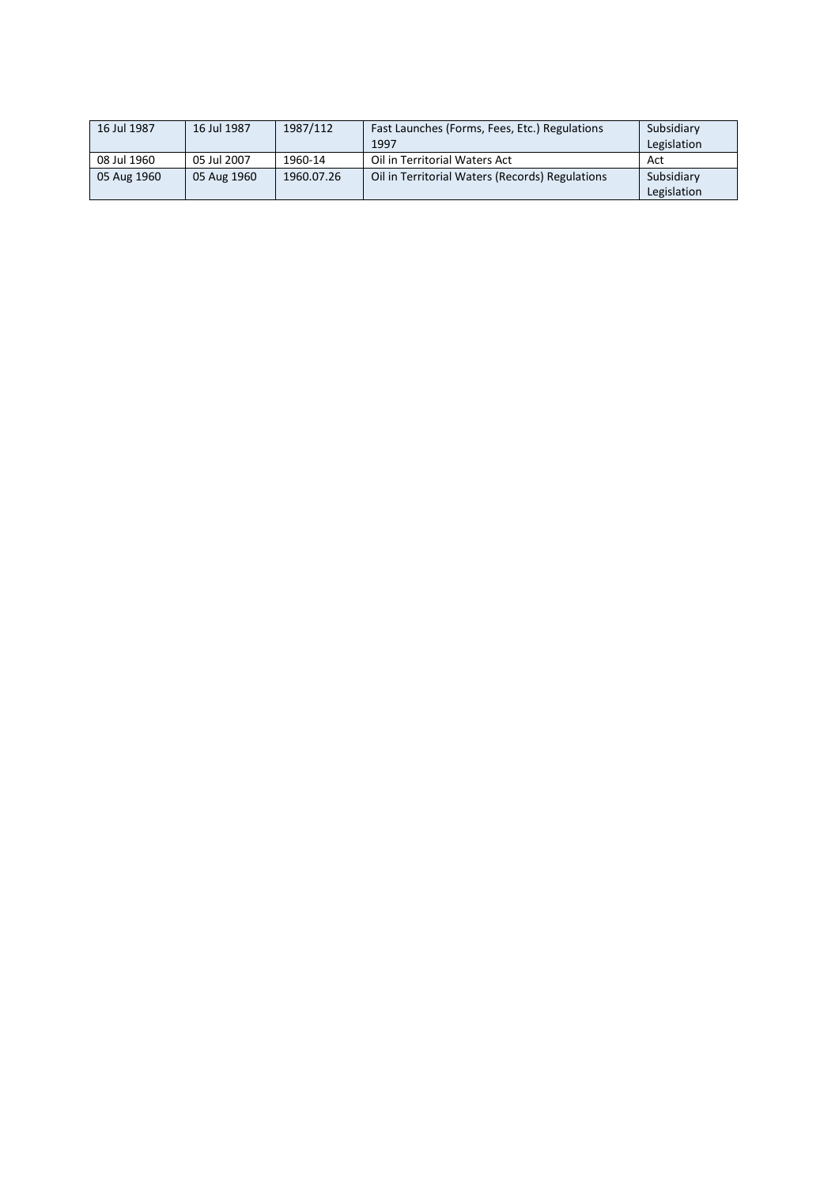| | | | | |
|---|---|---|---|---|
| 16 Jul 1987 | 16 Jul 1987 | 1987/112 | Fast Launches (Forms, Fees, Etc.) Regulations 1997 | Subsidiary Legislation |
| 08 Jul 1960 | 05 Jul 2007 | 1960-14 | Oil in Territorial Waters Act | Act |
| 05 Aug 1960 | 05 Aug 1960 | 1960.07.26 | Oil in Territorial Waters (Records) Regulations | Subsidiary Legislation |